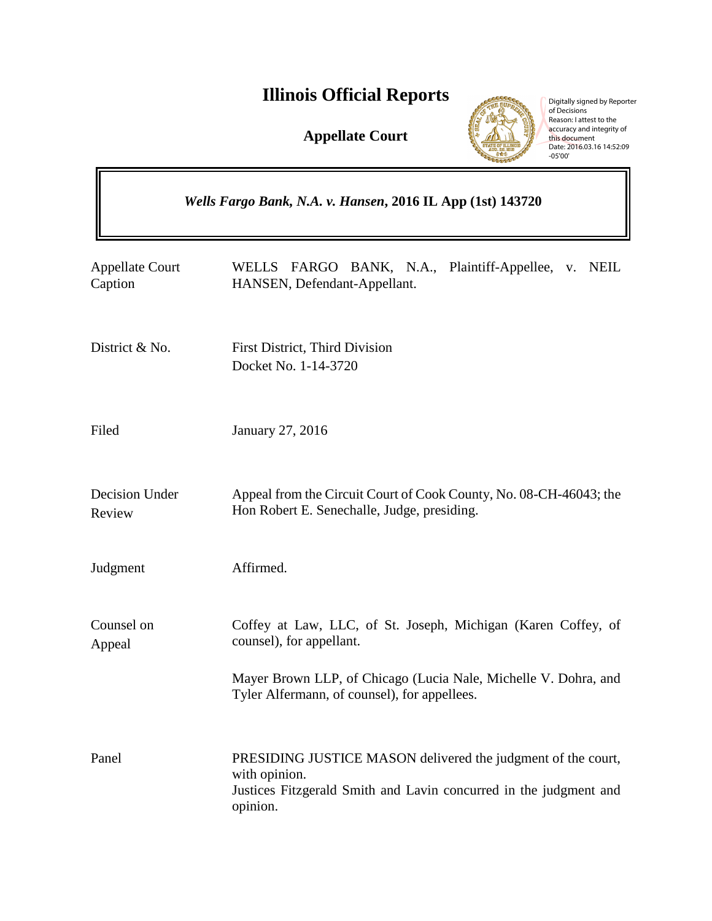# Illinois Official Reports

**Appellate Court**

Digitally signed by Reporter of Decisions
Reason: I attest to the accuracy and integrity of this document
Date: 2016.03.16 14:52:09 -05'00'

***Wells Fargo Bank, N.A. v. Hansen*, 2016 IL App (1st) 143720**

| | |
|---|---|
| Appellate Court Caption | WELLS FARGO BANK, N.A., Plaintiff-Appellee, v. NEIL HANSEN, Defendant-Appellant. |
| District & No. | First District, Third Division<br>Docket No. 1-14-3720 |
| Filed | January 27, 2016 |
| Decision Under Review | Appeal from the Circuit Court of Cook County, No. 08-CH-46043; the Hon Robert E. Senechalle, Judge, presiding. |
| Judgment | Affirmed. |
| Counsel on Appeal | Coffey at Law, LLC, of St. Joseph, Michigan (Karen Coffey, of counsel), for appellant.<br><br>Mayer Brown LLP, of Chicago (Lucia Nale, Michelle V. Dohra, and Tyler Alfermann, of counsel), for appellees. |
| Panel | PRESIDING JUSTICE MASON delivered the judgment of the court, with opinion.<br>Justices Fitzgerald Smith and Lavin concurred in the judgment and opinion. |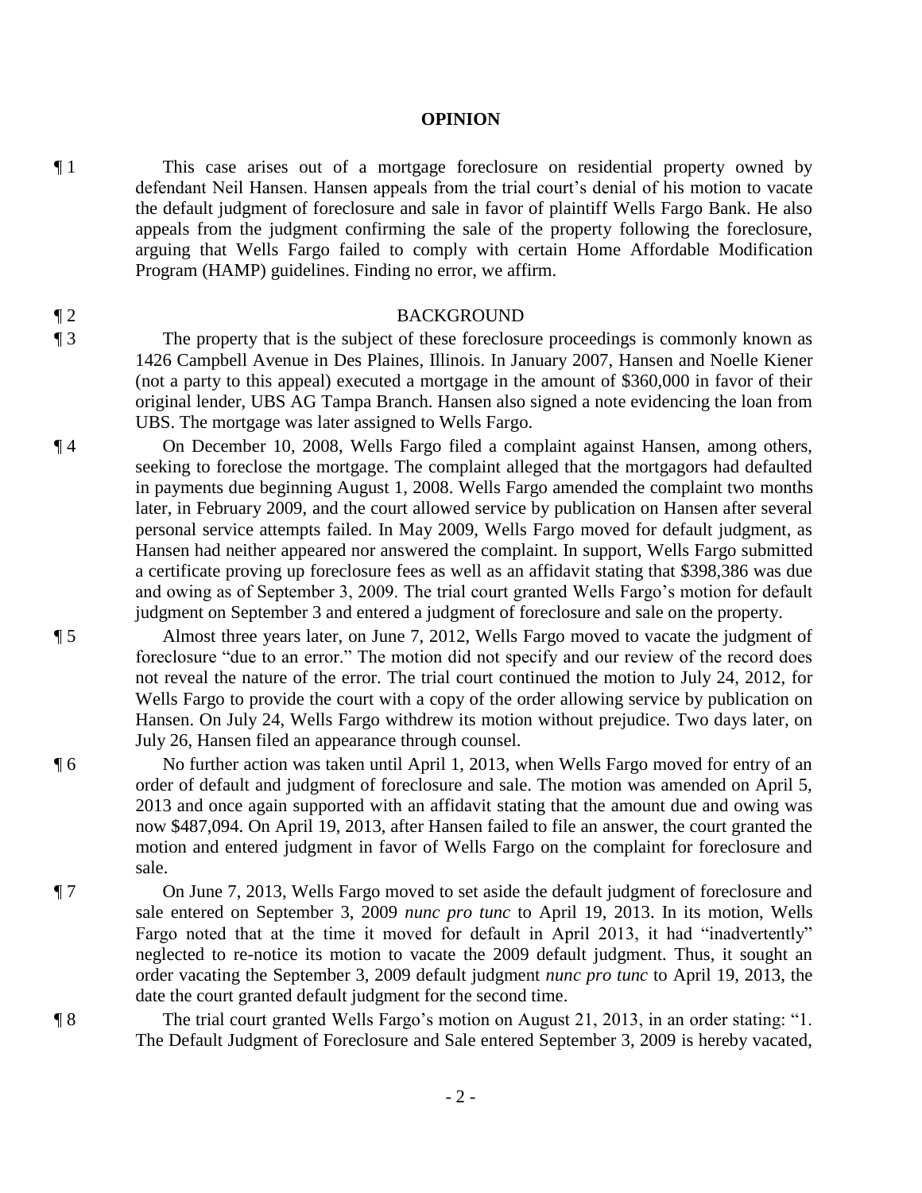**OPINION**

¶ 1 This case arises out of a mortgage foreclosure on residential property owned by defendant Neil Hansen. Hansen appeals from the trial court's denial of his motion to vacate the default judgment of foreclosure and sale in favor of plaintiff Wells Fargo Bank. He also appeals from the judgment confirming the sale of the property following the foreclosure, arguing that Wells Fargo failed to comply with certain Home Affordable Modification Program (HAMP) guidelines. Finding no error, we affirm.

¶ 2 BACKGROUND

¶ 3 The property that is the subject of these foreclosure proceedings is commonly known as 1426 Campbell Avenue in Des Plaines, Illinois. In January 2007, Hansen and Noelle Kiener (not a party to this appeal) executed a mortgage in the amount of $360,000 in favor of their original lender, UBS AG Tampa Branch. Hansen also signed a note evidencing the loan from UBS. The mortgage was later assigned to Wells Fargo.

¶ 4 On December 10, 2008, Wells Fargo filed a complaint against Hansen, among others, seeking to foreclose the mortgage. The complaint alleged that the mortgagors had defaulted in payments due beginning August 1, 2008. Wells Fargo amended the complaint two months later, in February 2009, and the court allowed service by publication on Hansen after several personal service attempts failed. In May 2009, Wells Fargo moved for default judgment, as Hansen had neither appeared nor answered the complaint. In support, Wells Fargo submitted a certificate proving up foreclosure fees as well as an affidavit stating that $398,386 was due and owing as of September 3, 2009. The trial court granted Wells Fargo's motion for default judgment on September 3 and entered a judgment of foreclosure and sale on the property.

¶ 5 Almost three years later, on June 7, 2012, Wells Fargo moved to vacate the judgment of foreclosure "due to an error." The motion did not specify and our review of the record does not reveal the nature of the error. The trial court continued the motion to July 24, 2012, for Wells Fargo to provide the court with a copy of the order allowing service by publication on Hansen. On July 24, Wells Fargo withdrew its motion without prejudice. Two days later, on July 26, Hansen filed an appearance through counsel.

¶ 6 No further action was taken until April 1, 2013, when Wells Fargo moved for entry of an order of default and judgment of foreclosure and sale. The motion was amended on April 5, 2013 and once again supported with an affidavit stating that the amount due and owing was now $487,094. On April 19, 2013, after Hansen failed to file an answer, the court granted the motion and entered judgment in favor of Wells Fargo on the complaint for foreclosure and sale.

¶ 7 On June 7, 2013, Wells Fargo moved to set aside the default judgment of foreclosure and sale entered on September 3, 2009 *nunc pro tunc* to April 19, 2013. In its motion, Wells Fargo noted that at the time it moved for default in April 2013, it had "inadvertently" neglected to re-notice its motion to vacate the 2009 default judgment. Thus, it sought an order vacating the September 3, 2009 default judgment *nunc pro tunc* to April 19, 2013, the date the court granted default judgment for the second time.

¶ 8 The trial court granted Wells Fargo's motion on August 21, 2013, in an order stating: "1. The Default Judgment of Foreclosure and Sale entered September 3, 2009 is hereby vacated,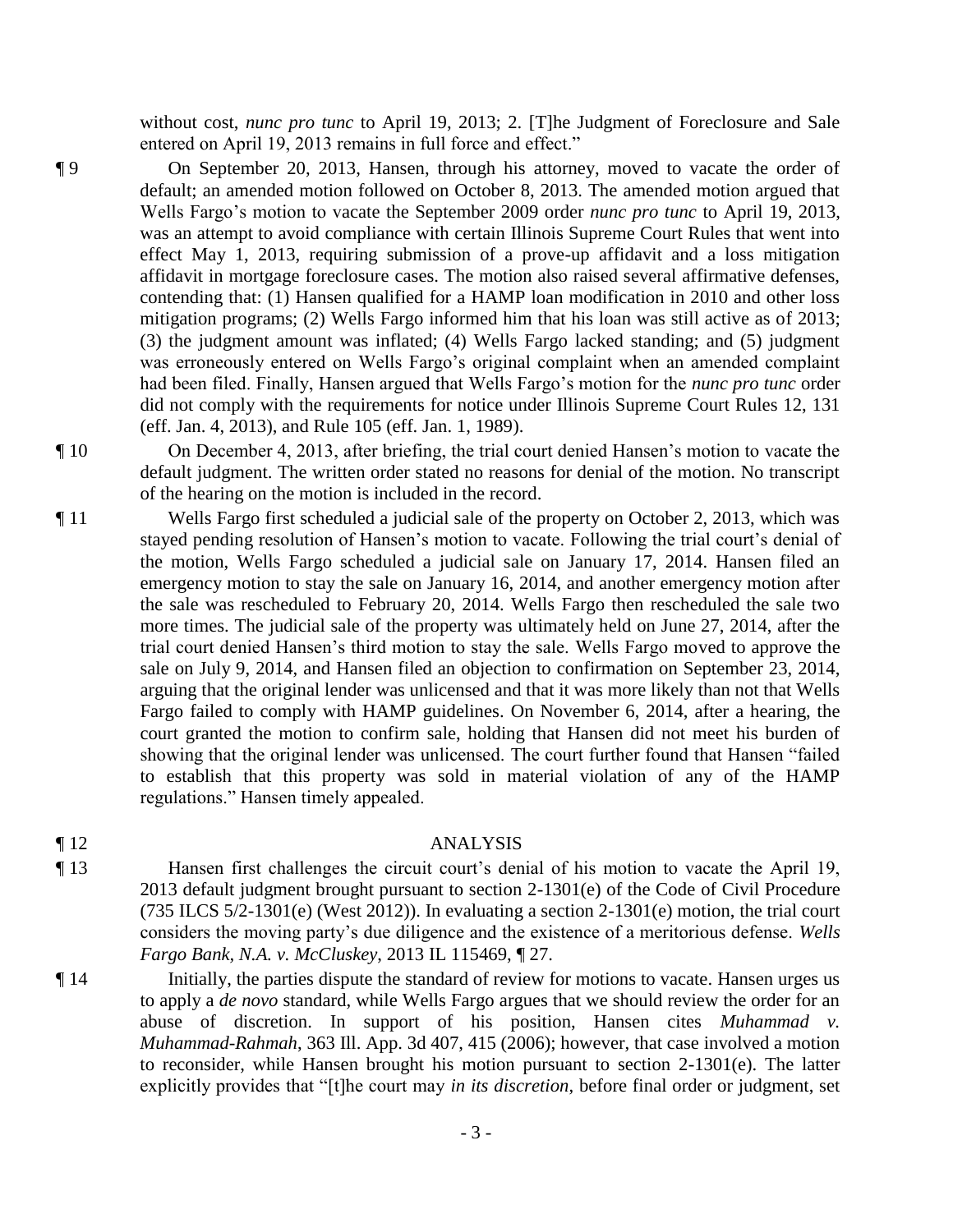without cost, *nunc pro tunc* to April 19, 2013; 2. [T]he Judgment of Foreclosure and Sale entered on April 19, 2013 remains in full force and effect."

¶ 9 On September 20, 2013, Hansen, through his attorney, moved to vacate the order of default; an amended motion followed on October 8, 2013. The amended motion argued that Wells Fargo's motion to vacate the September 2009 order *nunc pro tunc* to April 19, 2013, was an attempt to avoid compliance with certain Illinois Supreme Court Rules that went into effect May 1, 2013, requiring submission of a prove-up affidavit and a loss mitigation affidavit in mortgage foreclosure cases. The motion also raised several affirmative defenses, contending that: (1) Hansen qualified for a HAMP loan modification in 2010 and other loss mitigation programs; (2) Wells Fargo informed him that his loan was still active as of 2013; (3) the judgment amount was inflated; (4) Wells Fargo lacked standing; and (5) judgment was erroneously entered on Wells Fargo's original complaint when an amended complaint had been filed. Finally, Hansen argued that Wells Fargo's motion for the *nunc pro tunc* order did not comply with the requirements for notice under Illinois Supreme Court Rules 12, 131 (eff. Jan. 4, 2013), and Rule 105 (eff. Jan. 1, 1989).

¶ 10 On December 4, 2013, after briefing, the trial court denied Hansen's motion to vacate the default judgment. The written order stated no reasons for denial of the motion. No transcript of the hearing on the motion is included in the record.

¶ 11 Wells Fargo first scheduled a judicial sale of the property on October 2, 2013, which was stayed pending resolution of Hansen's motion to vacate. Following the trial court's denial of the motion, Wells Fargo scheduled a judicial sale on January 17, 2014. Hansen filed an emergency motion to stay the sale on January 16, 2014, and another emergency motion after the sale was rescheduled to February 20, 2014. Wells Fargo then rescheduled the sale two more times. The judicial sale of the property was ultimately held on June 27, 2014, after the trial court denied Hansen's third motion to stay the sale. Wells Fargo moved to approve the sale on July 9, 2014, and Hansen filed an objection to confirmation on September 23, 2014, arguing that the original lender was unlicensed and that it was more likely than not that Wells Fargo failed to comply with HAMP guidelines. On November 6, 2014, after a hearing, the court granted the motion to confirm sale, holding that Hansen did not meet his burden of showing that the original lender was unlicensed. The court further found that Hansen "failed to establish that this property was sold in material violation of any of the HAMP regulations." Hansen timely appealed.

## ¶ 12 ANALYSIS

¶ 13 Hansen first challenges the circuit court's denial of his motion to vacate the April 19, 2013 default judgment brought pursuant to section 2-1301(e) of the Code of Civil Procedure (735 ILCS 5/2-1301(e) (West 2012)). In evaluating a section 2-1301(e) motion, the trial court considers the moving party's due diligence and the existence of a meritorious defense. *Wells Fargo Bank, N.A. v. McCluskey*, 2013 IL 115469, ¶ 27.

¶ 14 Initially, the parties dispute the standard of review for motions to vacate. Hansen urges us to apply a *de novo* standard, while Wells Fargo argues that we should review the order for an abuse of discretion. In support of his position, Hansen cites *Muhammad v. Muhammad-Rahmah*, 363 Ill. App. 3d 407, 415 (2006); however, that case involved a motion to reconsider, while Hansen brought his motion pursuant to section 2-1301(e). The latter explicitly provides that "[t]he court may *in its discretion*, before final order or judgment, set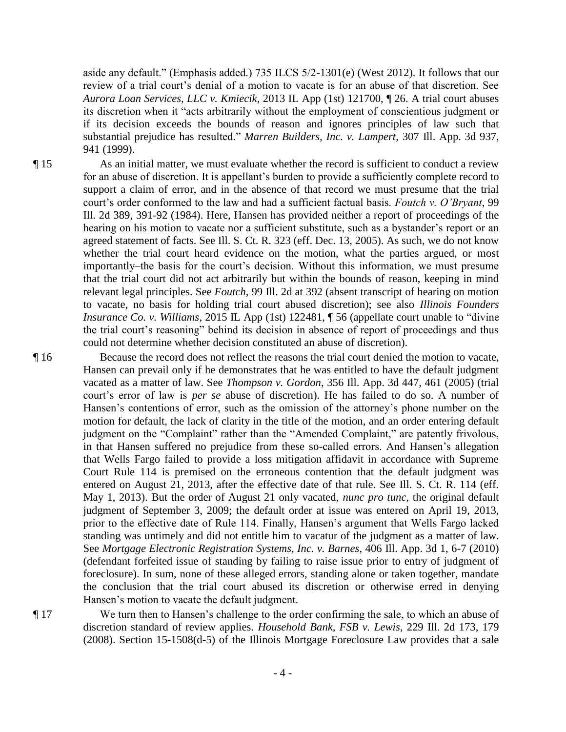aside any default." (Emphasis added.) 735 ILCS 5/2-1301(e) (West 2012). It follows that our review of a trial court's denial of a motion to vacate is for an abuse of that discretion. See *Aurora Loan Services, LLC v. Kmiecik*, 2013 IL App (1st) 121700, ¶ 26. A trial court abuses its discretion when it "acts arbitrarily without the employment of conscientious judgment or if its decision exceeds the bounds of reason and ignores principles of law such that substantial prejudice has resulted." *Marren Builders, Inc. v. Lampert*, 307 Ill. App. 3d 937, 941 (1999).

¶ 15 As an initial matter, we must evaluate whether the record is sufficient to conduct a review for an abuse of discretion. It is appellant's burden to provide a sufficiently complete record to support a claim of error, and in the absence of that record we must presume that the trial court's order conformed to the law and had a sufficient factual basis. *Foutch v. O'Bryant*, 99 Ill. 2d 389, 391-92 (1984). Here, Hansen has provided neither a report of proceedings of the hearing on his motion to vacate nor a sufficient substitute, such as a bystander's report or an agreed statement of facts. See Ill. S. Ct. R. 323 (eff. Dec. 13, 2005). As such, we do not know whether the trial court heard evidence on the motion, what the parties argued, or–most importantly–the basis for the court's decision. Without this information, we must presume that the trial court did not act arbitrarily but within the bounds of reason, keeping in mind relevant legal principles. See *Foutch*, 99 Ill. 2d at 392 (absent transcript of hearing on motion to vacate, no basis for holding trial court abused discretion); see also *Illinois Founders Insurance Co. v. Williams*, 2015 IL App (1st) 122481, ¶ 56 (appellate court unable to "divine the trial court's reasoning" behind its decision in absence of report of proceedings and thus could not determine whether decision constituted an abuse of discretion).

¶ 16 Because the record does not reflect the reasons the trial court denied the motion to vacate, Hansen can prevail only if he demonstrates that he was entitled to have the default judgment vacated as a matter of law. See *Thompson v. Gordon*, 356 Ill. App. 3d 447, 461 (2005) (trial court's error of law is *per se* abuse of discretion). He has failed to do so. A number of Hansen's contentions of error, such as the omission of the attorney's phone number on the motion for default, the lack of clarity in the title of the motion, and an order entering default judgment on the "Complaint" rather than the "Amended Complaint," are patently frivolous, in that Hansen suffered no prejudice from these so-called errors. And Hansen's allegation that Wells Fargo failed to provide a loss mitigation affidavit in accordance with Supreme Court Rule 114 is premised on the erroneous contention that the default judgment was entered on August 21, 2013, after the effective date of that rule. See Ill. S. Ct. R. 114 (eff. May 1, 2013). But the order of August 21 only vacated, *nunc pro tunc*, the original default judgment of September 3, 2009; the default order at issue was entered on April 19, 2013, prior to the effective date of Rule 114. Finally, Hansen's argument that Wells Fargo lacked standing was untimely and did not entitle him to vacatur of the judgment as a matter of law. See *Mortgage Electronic Registration Systems, Inc. v. Barnes*, 406 Ill. App. 3d 1, 6-7 (2010) (defendant forfeited issue of standing by failing to raise issue prior to entry of judgment of foreclosure). In sum, none of these alleged errors, standing alone or taken together, mandate the conclusion that the trial court abused its discretion or otherwise erred in denying Hansen's motion to vacate the default judgment.

¶ 17 We turn then to Hansen's challenge to the order confirming the sale, to which an abuse of discretion standard of review applies. *Household Bank, FSB v. Lewis*, 229 Ill. 2d 173, 179 (2008). Section 15-1508(d-5) of the Illinois Mortgage Foreclosure Law provides that a sale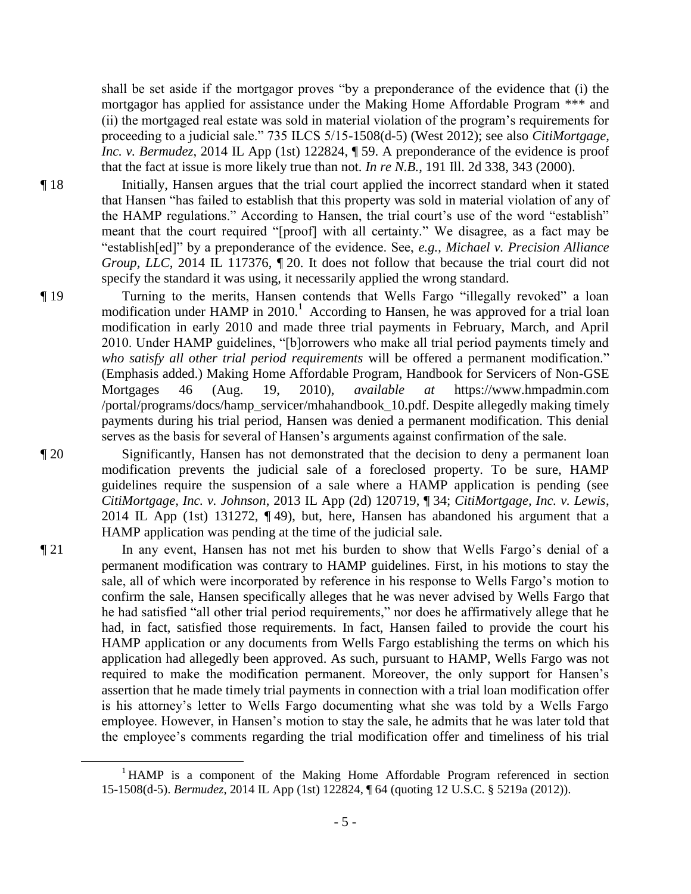shall be set aside if the mortgagor proves "by a preponderance of the evidence that (i) the mortgagor has applied for assistance under the Making Home Affordable Program *** and (ii) the mortgaged real estate was sold in material violation of the program's requirements for proceeding to a judicial sale." 735 ILCS 5/15-1508(d-5) (West 2012); see also *CitiMortgage, Inc. v. Bermudez*, 2014 IL App (1st) 122824, ¶ 59. A preponderance of the evidence is proof that the fact at issue is more likely true than not. *In re N.B.*, 191 Ill. 2d 338, 343 (2000).

¶ 18 Initially, Hansen argues that the trial court applied the incorrect standard when it stated that Hansen "has failed to establish that this property was sold in material violation of any of the HAMP regulations." According to Hansen, the trial court's use of the word "establish" meant that the court required "[proof] with all certainty." We disagree, as a fact may be "establish[ed]" by a preponderance of the evidence. See, *e.g.*, *Michael v. Precision Alliance Group, LLC*, 2014 IL 117376, ¶ 20. It does not follow that because the trial court did not specify the standard it was using, it necessarily applied the wrong standard.

¶ 19 Turning to the merits, Hansen contends that Wells Fargo "illegally revoked" a loan modification under HAMP in 2010.[1] According to Hansen, he was approved for a trial loan modification in early 2010 and made three trial payments in February, March, and April 2010. Under HAMP guidelines, "[b]orrowers who make all trial period payments timely and *who satisfy all other trial period requirements* will be offered a permanent modification." (Emphasis added.) Making Home Affordable Program, Handbook for Servicers of Non-GSE Mortgages 46 (Aug. 19, 2010), *available at* https://www.hmpadmin.com /portal/programs/docs/hamp_servicer/mhahandbook_10.pdf. Despite allegedly making timely payments during his trial period, Hansen was denied a permanent modification. This denial serves as the basis for several of Hansen's arguments against confirmation of the sale.

¶ 20 Significantly, Hansen has not demonstrated that the decision to deny a permanent loan modification prevents the judicial sale of a foreclosed property. To be sure, HAMP guidelines require the suspension of a sale where a HAMP application is pending (see *CitiMortgage, Inc. v. Johnson*, 2013 IL App (2d) 120719, ¶ 34; *CitiMortgage, Inc. v. Lewis*, 2014 IL App (1st) 131272, ¶ 49), but, here, Hansen has abandoned his argument that a HAMP application was pending at the time of the judicial sale.

¶ 21 In any event, Hansen has not met his burden to show that Wells Fargo's denial of a permanent modification was contrary to HAMP guidelines. First, in his motions to stay the sale, all of which were incorporated by reference in his response to Wells Fargo's motion to confirm the sale, Hansen specifically alleges that he was never advised by Wells Fargo that he had satisfied "all other trial period requirements," nor does he affirmatively allege that he had, in fact, satisfied those requirements. In fact, Hansen failed to provide the court his HAMP application or any documents from Wells Fargo establishing the terms on which his application had allegedly been approved. As such, pursuant to HAMP, Wells Fargo was not required to make the modification permanent. Moreover, the only support for Hansen's assertion that he made timely trial payments in connection with a trial loan modification offer is his attorney's letter to Wells Fargo documenting what she was told by a Wells Fargo employee. However, in Hansen's motion to stay the sale, he admits that he was later told that the employee's comments regarding the trial modification offer and timeliness of his trial

---

[1] HAMP is a component of the Making Home Affordable Program referenced in section 15-1508(d-5). *Bermudez*, 2014 IL App (1st) 122824, ¶ 64 (quoting 12 U.S.C. § 5219a (2012)).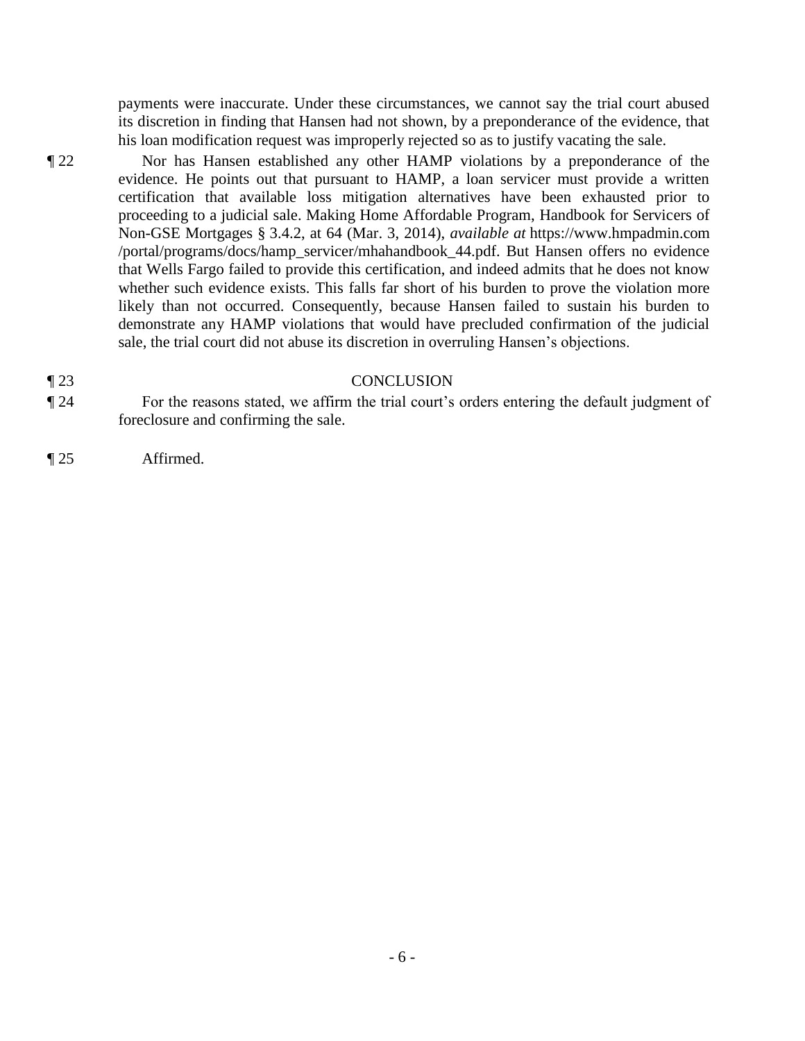payments were inaccurate. Under these circumstances, we cannot say the trial court abused its discretion in finding that Hansen had not shown, by a preponderance of the evidence, that his loan modification request was improperly rejected so as to justify vacating the sale.

¶ 22 Nor has Hansen established any other HAMP violations by a preponderance of the evidence. He points out that pursuant to HAMP, a loan servicer must provide a written certification that available loss mitigation alternatives have been exhausted prior to proceeding to a judicial sale. Making Home Affordable Program, Handbook for Servicers of Non-GSE Mortgages § 3.4.2, at 64 (Mar. 3, 2014), *available at* https://www.hmpadmin.com/portal/programs/docs/hamp_servicer/mhahandbook_44.pdf. But Hansen offers no evidence that Wells Fargo failed to provide this certification, and indeed admits that he does not know whether such evidence exists. This falls far short of his burden to prove the violation more likely than not occurred. Consequently, because Hansen failed to sustain his burden to demonstrate any HAMP violations that would have precluded confirmation of the judicial sale, the trial court did not abuse its discretion in overruling Hansen's objections.

¶ 23 CONCLUSION

¶ 24 For the reasons stated, we affirm the trial court's orders entering the default judgment of foreclosure and confirming the sale.

¶ 25 Affirmed.